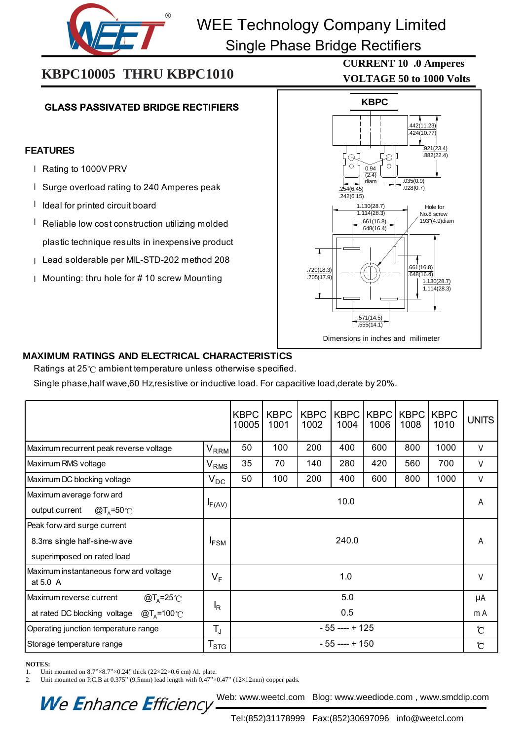# WEE Technology Company Limited

## Single Phase Bridge Rectifiers

## KBPC10005 THRU KBPC1010

**CURRENT 10 .0 Amperes**
**VOLTAGE 50 to 1000 Volts**

### GLASS PASSIVATED BRIDGE RECTIFIERS

### FEATURES

- Rating to 1000V PRV
- Surge overload rating to 240 Amperes peak
- Ideal for printed circuit board
- Reliable low cost construction utilizing molded plastic technique results in inexpensive product
- Lead solderable per MIL-STD-202 method 208
- Mounting: thru hole for # 10 screw Mounting

**KBPC**

.442(11.23)
.424(10.77)
.921(23.4)
.882(22.4)
0.94
(2.4)
diam
.035(0.9)
.028(0.7)
.254(6.45)
.242(6.15)
1.130(28.7)
1.114(28.3)
.661(16.8)
.648(16.4)
Hole for No.8 screw
.193"(4.9)diam
.720(18.3)
.705(17.9)
.661(16.8)
.648(16.4)
1.130(28.7)
1.114(28.3)
.571(14.5)
.555(14.1)

Dimensions in inches and milimeter

### MAXIMUM RATINGS AND ELECTRICAL CHARACTERISTICS

Ratings at 25℃ ambient temperature unless otherwise specified.

Single phase,half wave,60 Hz,resistive or inductive load. For capacitive load,derate by 20%.

| | | KBPC 10005 | KBPC 1001 | KBPC 1002 | KBPC 1004 | KBPC 1006 | KBPC 1008 | KBPC 1010 | UNITS |
|---|---|---|---|---|---|---|---|---|---|
| Maximum recurrent peak reverse voltage | $V_{RRM}$ | 50 | 100 | 200 | 400 | 600 | 800 | 1000 | V |
| Maximum RMS voltage | $V_{RMS}$ | 35 | 70 | 140 | 280 | 420 | 560 | 700 | V |
| Maximum DC blocking voltage | $V_{DC}$ | 50 | 100 | 200 | 400 | 600 | 800 | 1000 | V |
| Maximum average forward output current @$T_A$=50℃ | $I_{F(AV)}$ | 10.0 | | | | | | | A |
| Peak forward surge current 8.3ms single half-sine-wave superimposed on rated load | $I_{FSM}$ | 240.0 | | | | | | | A |
| Maximum instantaneous forward voltage at 5.0 A | $V_F$ | 1.0 | | | | | | | V |
| Maximum reverse current @$T_A$=25℃ at rated DC blocking voltage @$T_A$=100℃ | $I_R$ | 5.0 / 0.5 | | | | | | | μA / mA |
| Operating junction temperature range | $T_J$ | - 55 ---- + 125 | | | | | | | ℃ |
| Storage temperature range | $T_{STG}$ | - 55 ---- + 150 | | | | | | | ℃ |

**NOTES:**

1. Unit mounted on 8.7"×8.7"×0.24" thick (22×22×0.6 cm) Al. plate.
2. Unit mounted on P.C.B at 0.375" (9.5mm) lead length with 0.47"×0.47" (12×12mm) copper pads.

*We Enhance Efficiency* Web: www.weetcl.com Blog: www.weediode.com , www.smddip.com

Tel:(852)31178999 Fax:(852)30697096 info@weetcl.com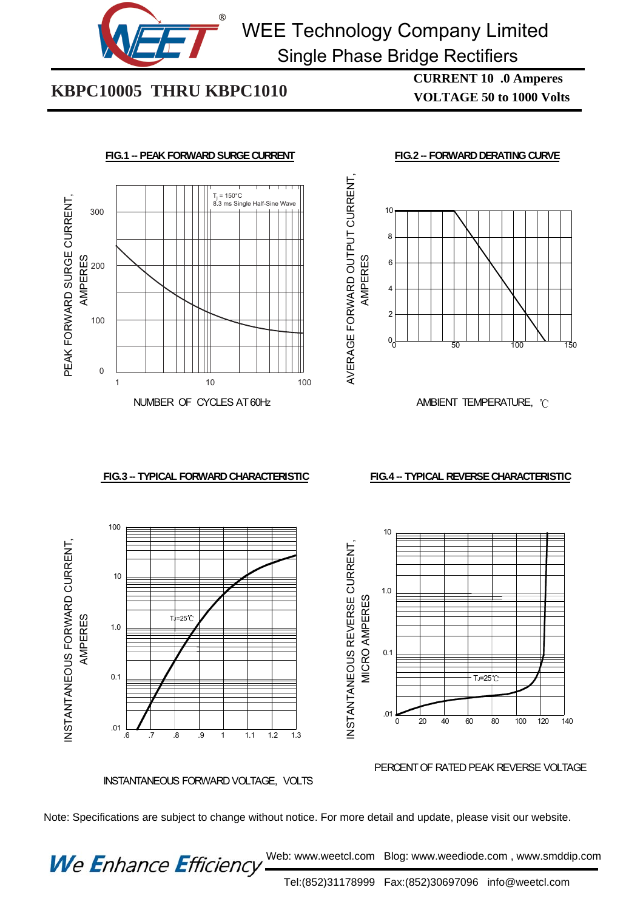WEE Technology Company Limited

Single Phase Bridge Rectifiers

# KBPC10005 THRU KBPC1010

**CURRENT 10 .0 Amperes**
**VOLTAGE 50 to 1000 Volts**

## FIG.1 -- PEAK FORWARD SURGE CURRENT

PEAK FORWARD SURGE CURRENT, AMPERES

300
200
100
0

1
10
100

$T_j$ = 150°C
8.3 ms Single Half-Sine Wave

NUMBER OF CYCLES AT 60Hz

## FIG.2 -- FORWARD DERATING CURVE

AVERAGE FORWARD OUTPUT CURRENT, AMPERES

10
8
6
4
2
0

0
50
100
150

AMBIENT TEMPERATURE, ℃

## FIG.3 -- TYPICAL FORWARD CHARACTERISTIC

INSTANTANEOUS FORWARD CURRENT, AMPERES

100
10
1.0
0.1
.01

.6
.7
.8
.9
1
1.1
1.2
1.3

$T_J$=25℃

INSTANTANEOUS FORWARD VOLTAGE, VOLTS

## FIG.4 -- TYPICAL REVERSE CHARACTERISTIC

INSTANTANEOUS REVERSE CURRENT, MICRO AMPERES

10
1.0
0.1
.01

0
20
40
60
80
100
120
140

$T_J$=25℃

PERCENT OF RATED PEAK REVERSE VOLTAGE

Note: Specifications are subject to change without notice. For more detail and update, please visit our website.

We Enhance Efficiency

Web: www.weetcl.com Blog: www.weediode.com , www.smddip.com

Tel:(852)31178999 Fax:(852)30697096 info@weetcl.com